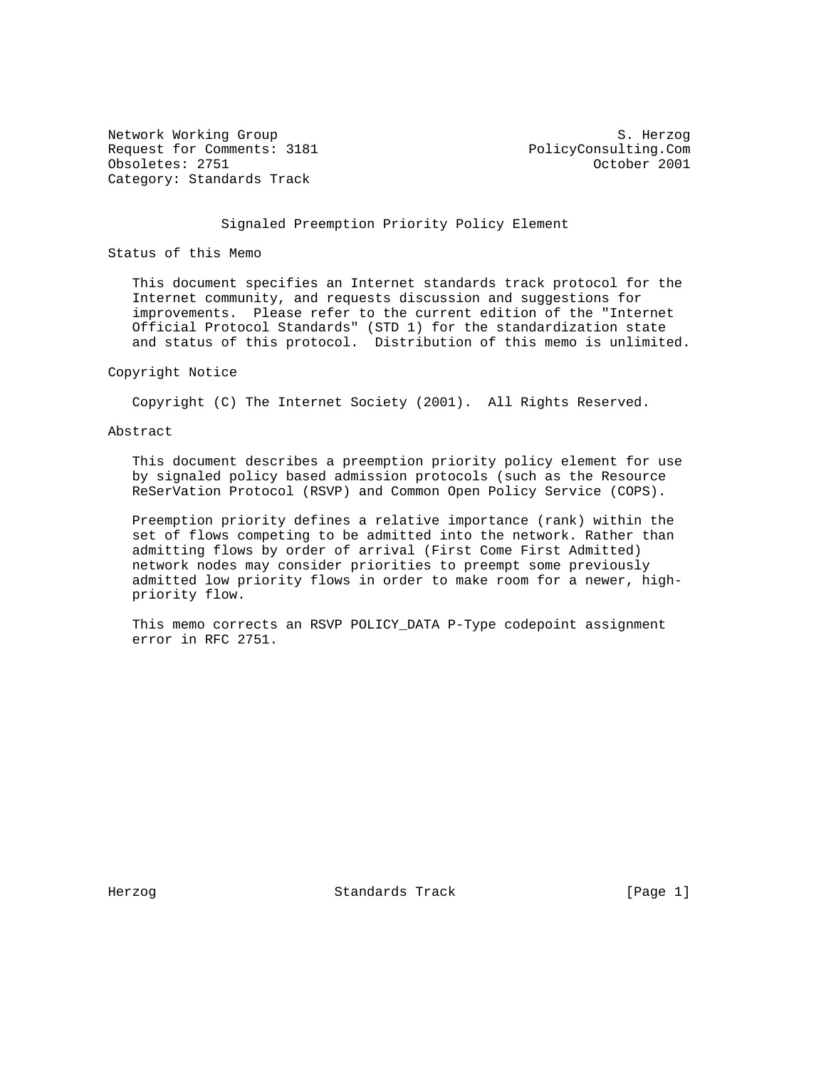Network Working Group S. Herzog
Request for Comments: 3181 PolicyConsulting.Com
Obsoletes: 2751 October 2001
Category: Standards Track

# Signaled Preemption Priority Policy Element

## Status of this Memo

This document specifies an Internet standards track protocol for the Internet community, and requests discussion and suggestions for improvements. Please refer to the current edition of the "Internet Official Protocol Standards" (STD 1) for the standardization state and status of this protocol. Distribution of this memo is unlimited.

## Copyright Notice

Copyright (C) The Internet Society (2001). All Rights Reserved.

## Abstract

This document describes a preemption priority policy element for use by signaled policy based admission protocols (such as the Resource ReSerVation Protocol (RSVP) and Common Open Policy Service (COPS).

Preemption priority defines a relative importance (rank) within the set of flows competing to be admitted into the network. Rather than admitting flows by order of arrival (First Come First Admitted) network nodes may consider priorities to preempt some previously admitted low priority flows in order to make room for a newer, high-priority flow.

This memo corrects an RSVP POLICY_DATA P-Type codepoint assignment error in RFC 2751.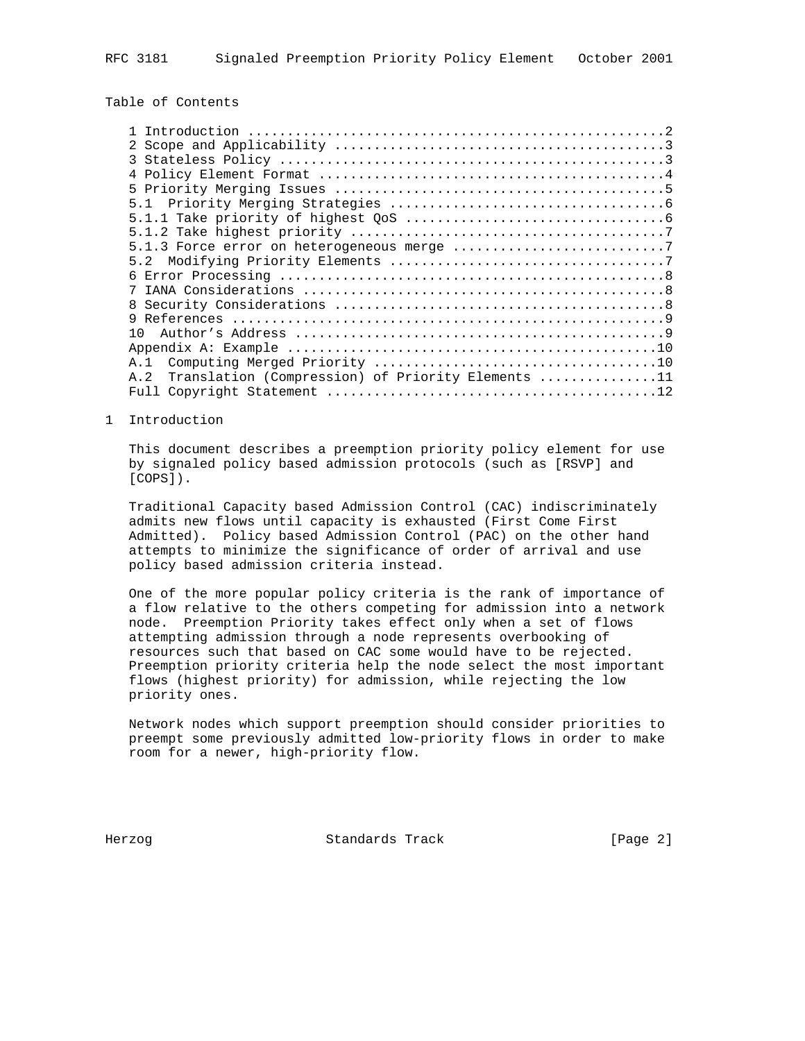## Table of Contents

```
1 Introduction ....................................................2
2 Scope and Applicability .........................................3
3 Stateless Policy ................................................3
4 Policy Element Format ...........................................4
5 Priority Merging Issues .........................................5
5.1  Priority Merging Strategies ..................................6
5.1.1 Take priority of highest QoS ................................6
5.1.2 Take highest priority .......................................7
5.1.3 Force error on heterogeneous merge ..........................7
5.2  Modifying Priority Elements ..................................7
6 Error Processing ................................................8
7 IANA Considerations .............................................8
8 Security Considerations .........................................8
9 References ......................................................9
10  Author's Address ..............................................9
Appendix A: Example ..............................................10
A.1  Computing Merged Priority ...................................10
A.2  Translation (Compression) of Priority Elements ..............11
Full Copyright Statement .........................................12
```

# 1 Introduction

This document describes a preemption priority policy element for use by signaled policy based admission protocols (such as [RSVP] and [COPS]).

Traditional Capacity based Admission Control (CAC) indiscriminately admits new flows until capacity is exhausted (First Come First Admitted). Policy based Admission Control (PAC) on the other hand attempts to minimize the significance of order of arrival and use policy based admission criteria instead.

One of the more popular policy criteria is the rank of importance of a flow relative to the others competing for admission into a network node. Preemption Priority takes effect only when a set of flows attempting admission through a node represents overbooking of resources such that based on CAC some would have to be rejected. Preemption priority criteria help the node select the most important flows (highest priority) for admission, while rejecting the low priority ones.

Network nodes which support preemption should consider priorities to preempt some previously admitted low-priority flows in order to make room for a newer, high-priority flow.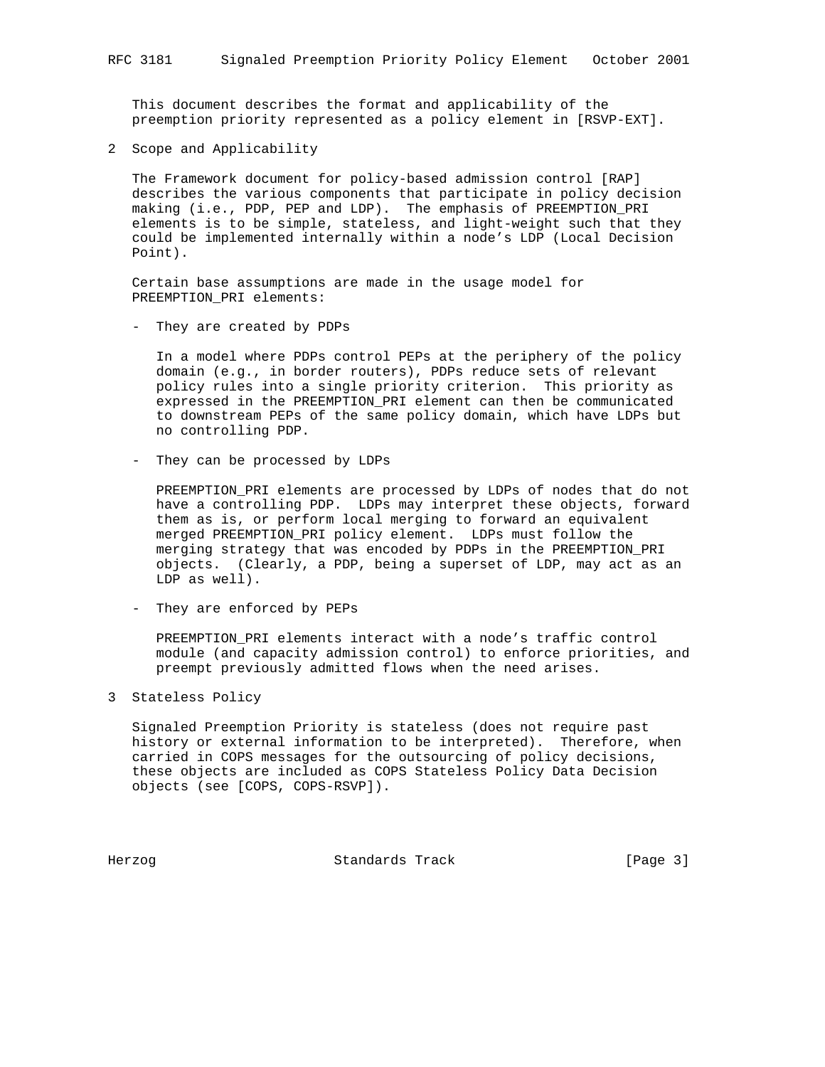This document describes the format and applicability of the preemption priority represented as a policy element in [RSVP-EXT].

## 2 Scope and Applicability

The Framework document for policy-based admission control [RAP] describes the various components that participate in policy decision making (i.e., PDP, PEP and LDP). The emphasis of PREEMPTION_PRI elements is to be simple, stateless, and light-weight such that they could be implemented internally within a node's LDP (Local Decision Point).

Certain base assumptions are made in the usage model for PREEMPTION_PRI elements:

- They are created by PDPs

  In a model where PDPs control PEPs at the periphery of the policy domain (e.g., in border routers), PDPs reduce sets of relevant policy rules into a single priority criterion. This priority as expressed in the PREEMPTION_PRI element can then be communicated to downstream PEPs of the same policy domain, which have LDPs but no controlling PDP.

- They can be processed by LDPs

  PREEMPTION_PRI elements are processed by LDPs of nodes that do not have a controlling PDP. LDPs may interpret these objects, forward them as is, or perform local merging to forward an equivalent merged PREEMPTION_PRI policy element. LDPs must follow the merging strategy that was encoded by PDPs in the PREEMPTION_PRI objects. (Clearly, a PDP, being a superset of LDP, may act as an LDP as well).

- They are enforced by PEPs

  PREEMPTION_PRI elements interact with a node's traffic control module (and capacity admission control) to enforce priorities, and preempt previously admitted flows when the need arises.

## 3 Stateless Policy

Signaled Preemption Priority is stateless (does not require past history or external information to be interpreted). Therefore, when carried in COPS messages for the outsourcing of policy decisions, these objects are included as COPS Stateless Policy Data Decision objects (see [COPS, COPS-RSVP]).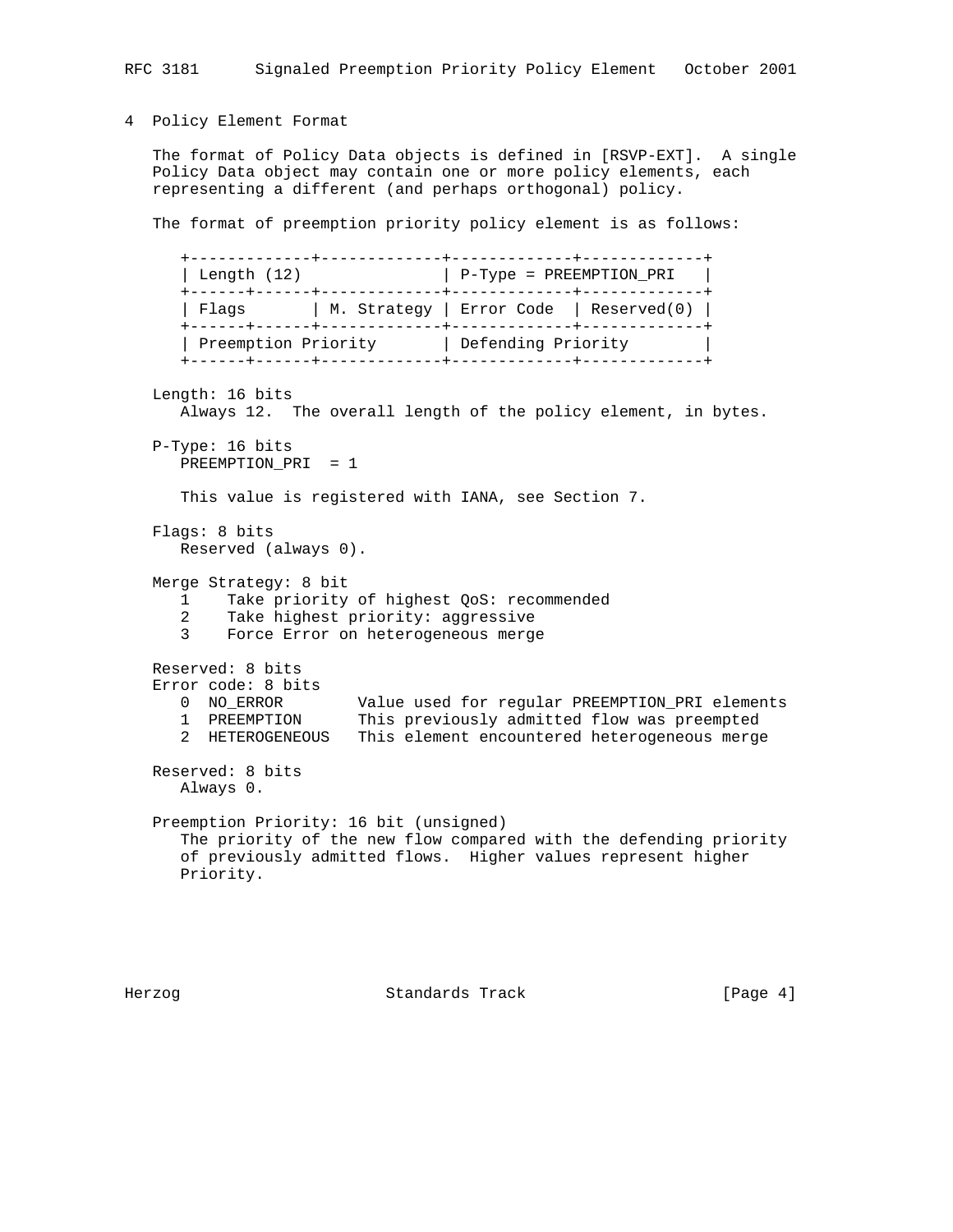## 4 Policy Element Format

The format of Policy Data objects is defined in [RSVP-EXT]. A single Policy Data object may contain one or more policy elements, each representing a different (and perhaps orthogonal) policy.

The format of preemption priority policy element is as follows:

```
+-------------+-------------+-------------+-------------+
| Length (12)               | P-Type = PREEMPTION_PRI   |
+------+------+-------------+-------------+-------------+
| Flags       | M. Strategy | Error Code  | Reserved(0) |
+------+------+-------------+-------------+-------------+
| Preemption Priority       | Defending Priority        |
+------+------+-------------+-------------+-------------+
```

Length: 16 bits
   Always 12. The overall length of the policy element, in bytes.

P-Type: 16 bits
   PREEMPTION_PRI = 1

   This value is registered with IANA, see Section 7.

Flags: 8 bits
   Reserved (always 0).

Merge Strategy: 8 bit
   1    Take priority of highest QoS: recommended
   2    Take highest priority: aggressive
   3    Force Error on heterogeneous merge

Reserved: 8 bits
Error code: 8 bits
   0  NO_ERROR        Value used for regular PREEMPTION_PRI elements
   1  PREEMPTION      This previously admitted flow was preempted
   2  HETEROGENEOUS   This element encountered heterogeneous merge

Reserved: 8 bits
   Always 0.

Preemption Priority: 16 bit (unsigned)
   The priority of the new flow compared with the defending priority of previously admitted flows. Higher values represent higher Priority.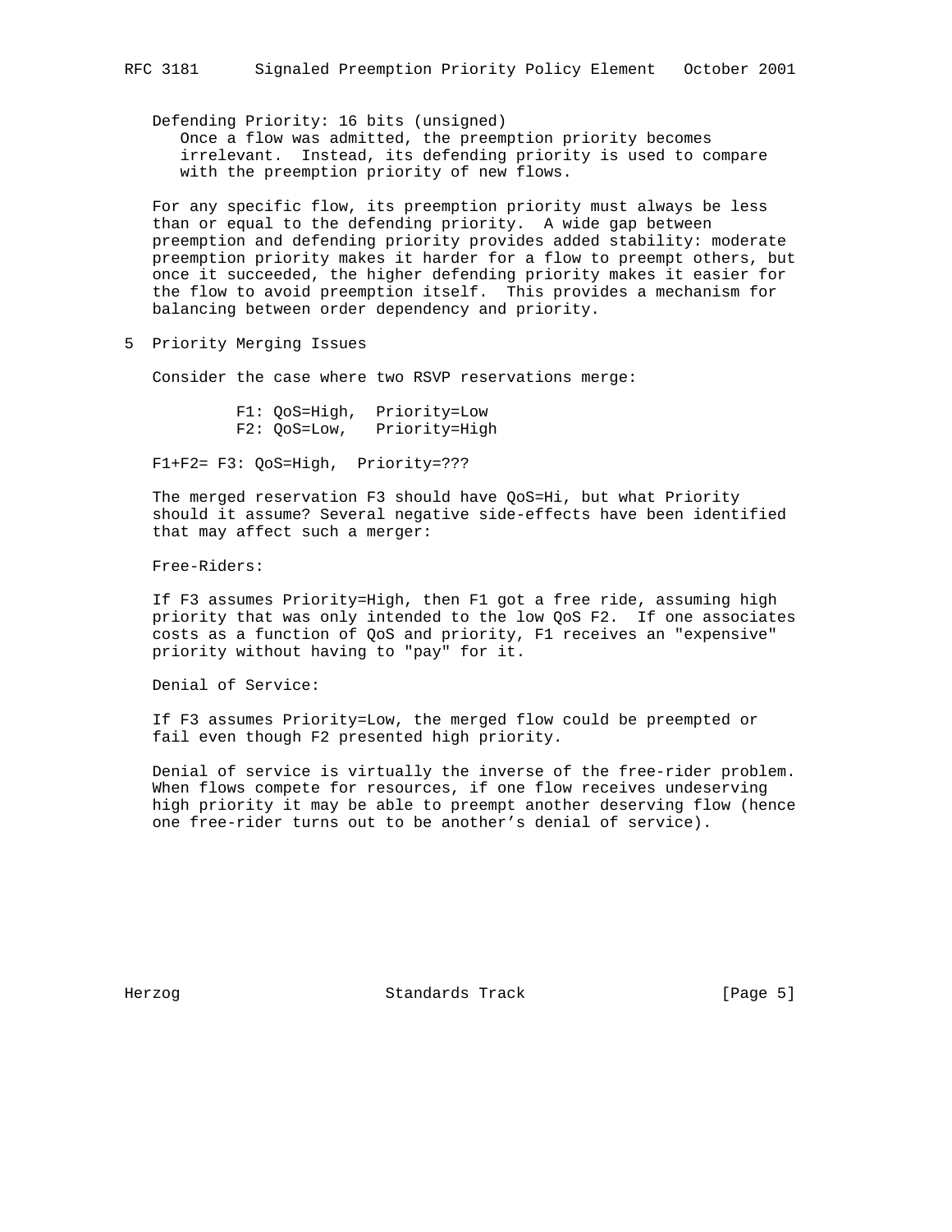Defending Priority: 16 bits (unsigned)

Once a flow was admitted, the preemption priority becomes irrelevant. Instead, its defending priority is used to compare with the preemption priority of new flows.

For any specific flow, its preemption priority must always be less than or equal to the defending priority. A wide gap between preemption and defending priority provides added stability: moderate preemption priority makes it harder for a flow to preempt others, but once it succeeded, the higher defending priority makes it easier for the flow to avoid preemption itself. This provides a mechanism for balancing between order dependency and priority.

## 5 Priority Merging Issues

Consider the case where two RSVP reservations merge:

```
F1: QoS=High,  Priority=Low
F2: QoS=Low,   Priority=High
```

```
F1+F2= F3: QoS=High,  Priority=???
```

The merged reservation F3 should have QoS=Hi, but what Priority should it assume? Several negative side-effects have been identified that may affect such a merger:

Free-Riders:

If F3 assumes Priority=High, then F1 got a free ride, assuming high priority that was only intended to the low QoS F2. If one associates costs as a function of QoS and priority, F1 receives an "expensive" priority without having to "pay" for it.

Denial of Service:

If F3 assumes Priority=Low, the merged flow could be preempted or fail even though F2 presented high priority.

Denial of service is virtually the inverse of the free-rider problem. When flows compete for resources, if one flow receives undeserving high priority it may be able to preempt another deserving flow (hence one free-rider turns out to be another's denial of service).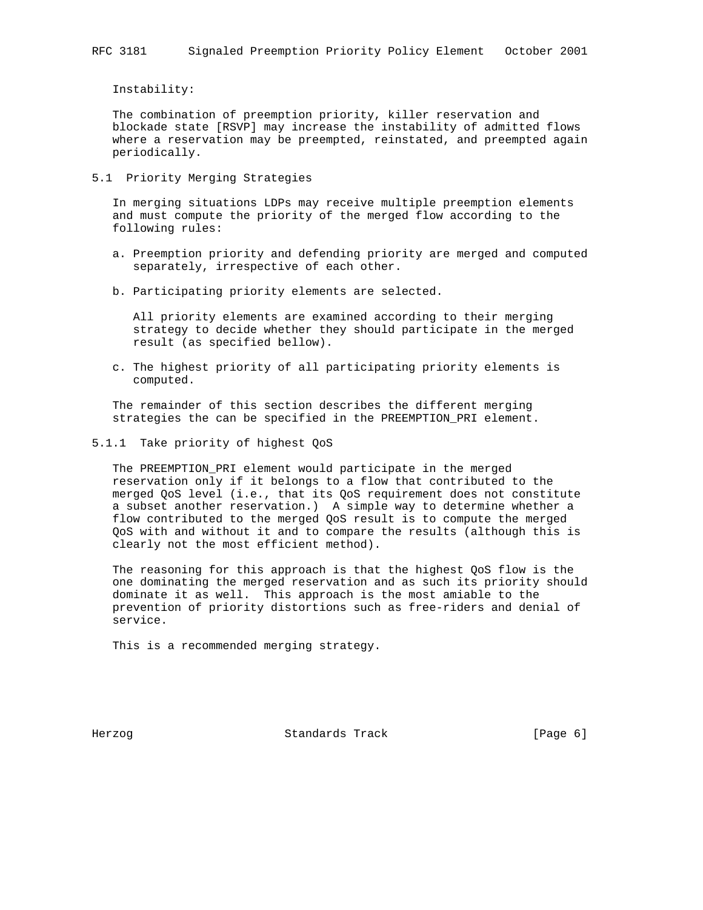Instability:

The combination of preemption priority, killer reservation and blockade state [RSVP] may increase the instability of admitted flows where a reservation may be preempted, reinstated, and preempted again periodically.

## 5.1 Priority Merging Strategies

In merging situations LDPs may receive multiple preemption elements and must compute the priority of the merged flow according to the following rules:

a. Preemption priority and defending priority are merged and computed separately, irrespective of each other.

b. Participating priority elements are selected.

   All priority elements are examined according to their merging strategy to decide whether they should participate in the merged result (as specified bellow).

c. The highest priority of all participating priority elements is computed.

The remainder of this section describes the different merging strategies the can be specified in the PREEMPTION_PRI element.

### 5.1.1 Take priority of highest QoS

The PREEMPTION_PRI element would participate in the merged reservation only if it belongs to a flow that contributed to the merged QoS level (i.e., that its QoS requirement does not constitute a subset another reservation.) A simple way to determine whether a flow contributed to the merged QoS result is to compute the merged QoS with and without it and to compare the results (although this is clearly not the most efficient method).

The reasoning for this approach is that the highest QoS flow is the one dominating the merged reservation and as such its priority should dominate it as well. This approach is the most amiable to the prevention of priority distortions such as free-riders and denial of service.

This is a recommended merging strategy.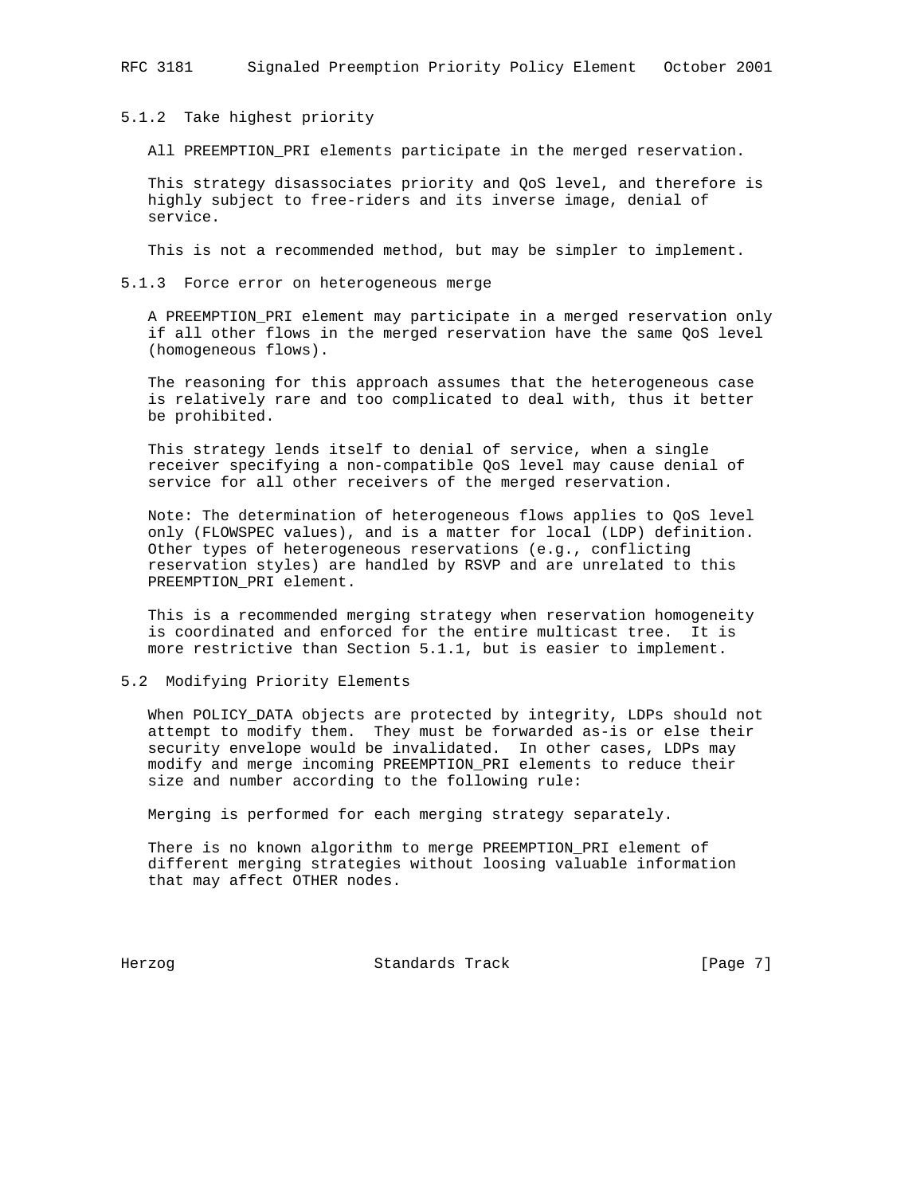### 5.1.2 Take highest priority

All PREEMPTION_PRI elements participate in the merged reservation.

This strategy disassociates priority and QoS level, and therefore is highly subject to free-riders and its inverse image, denial of service.

This is not a recommended method, but may be simpler to implement.

### 5.1.3 Force error on heterogeneous merge

A PREEMPTION_PRI element may participate in a merged reservation only if all other flows in the merged reservation have the same QoS level (homogeneous flows).

The reasoning for this approach assumes that the heterogeneous case is relatively rare and too complicated to deal with, thus it better be prohibited.

This strategy lends itself to denial of service, when a single receiver specifying a non-compatible QoS level may cause denial of service for all other receivers of the merged reservation.

Note: The determination of heterogeneous flows applies to QoS level only (FLOWSPEC values), and is a matter for local (LDP) definition. Other types of heterogeneous reservations (e.g., conflicting reservation styles) are handled by RSVP and are unrelated to this PREEMPTION_PRI element.

This is a recommended merging strategy when reservation homogeneity is coordinated and enforced for the entire multicast tree. It is more restrictive than Section 5.1.1, but is easier to implement.

## 5.2 Modifying Priority Elements

When POLICY_DATA objects are protected by integrity, LDPs should not attempt to modify them. They must be forwarded as-is or else their security envelope would be invalidated. In other cases, LDPs may modify and merge incoming PREEMPTION_PRI elements to reduce their size and number according to the following rule:

Merging is performed for each merging strategy separately.

There is no known algorithm to merge PREEMPTION_PRI element of different merging strategies without loosing valuable information that may affect OTHER nodes.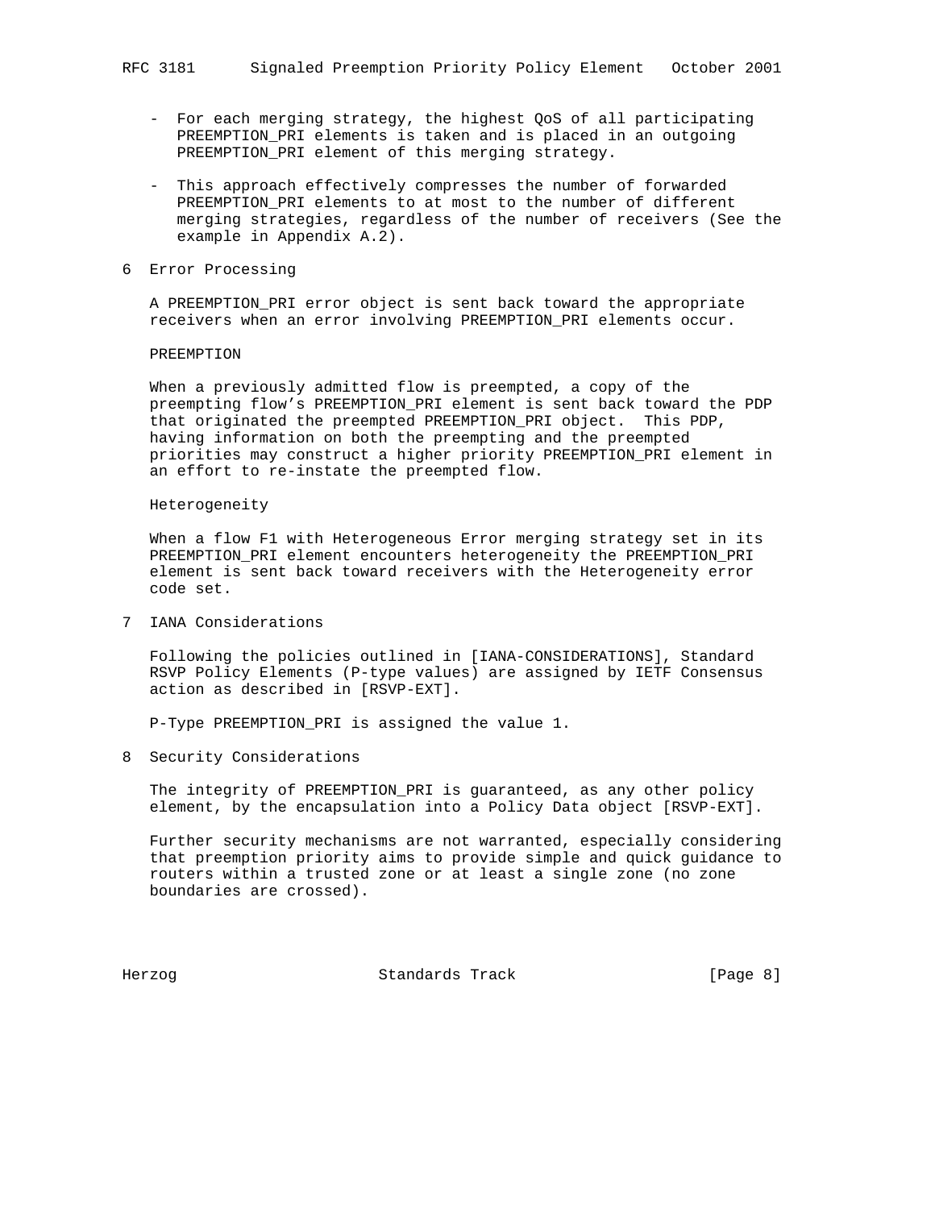- For each merging strategy, the highest QoS of all participating PREEMPTION_PRI elements is taken and is placed in an outgoing PREEMPTION_PRI element of this merging strategy.

- This approach effectively compresses the number of forwarded PREEMPTION_PRI elements to at most to the number of different merging strategies, regardless of the number of receivers (See the example in Appendix A.2).

## 6 Error Processing

A PREEMPTION_PRI error object is sent back toward the appropriate receivers when an error involving PREEMPTION_PRI elements occur.

PREEMPTION

When a previously admitted flow is preempted, a copy of the preempting flow's PREEMPTION_PRI element is sent back toward the PDP that originated the preempted PREEMPTION_PRI object. This PDP, having information on both the preempting and the preempted priorities may construct a higher priority PREEMPTION_PRI element in an effort to re-instate the preempted flow.

Heterogeneity

When a flow F1 with Heterogeneous Error merging strategy set in its PREEMPTION_PRI element encounters heterogeneity the PREEMPTION_PRI element is sent back toward receivers with the Heterogeneity error code set.

## 7 IANA Considerations

Following the policies outlined in [IANA-CONSIDERATIONS], Standard RSVP Policy Elements (P-type values) are assigned by IETF Consensus action as described in [RSVP-EXT].

P-Type PREEMPTION_PRI is assigned the value 1.

## 8 Security Considerations

The integrity of PREEMPTION_PRI is guaranteed, as any other policy element, by the encapsulation into a Policy Data object [RSVP-EXT].

Further security mechanisms are not warranted, especially considering that preemption priority aims to provide simple and quick guidance to routers within a trusted zone or at least a single zone (no zone boundaries are crossed).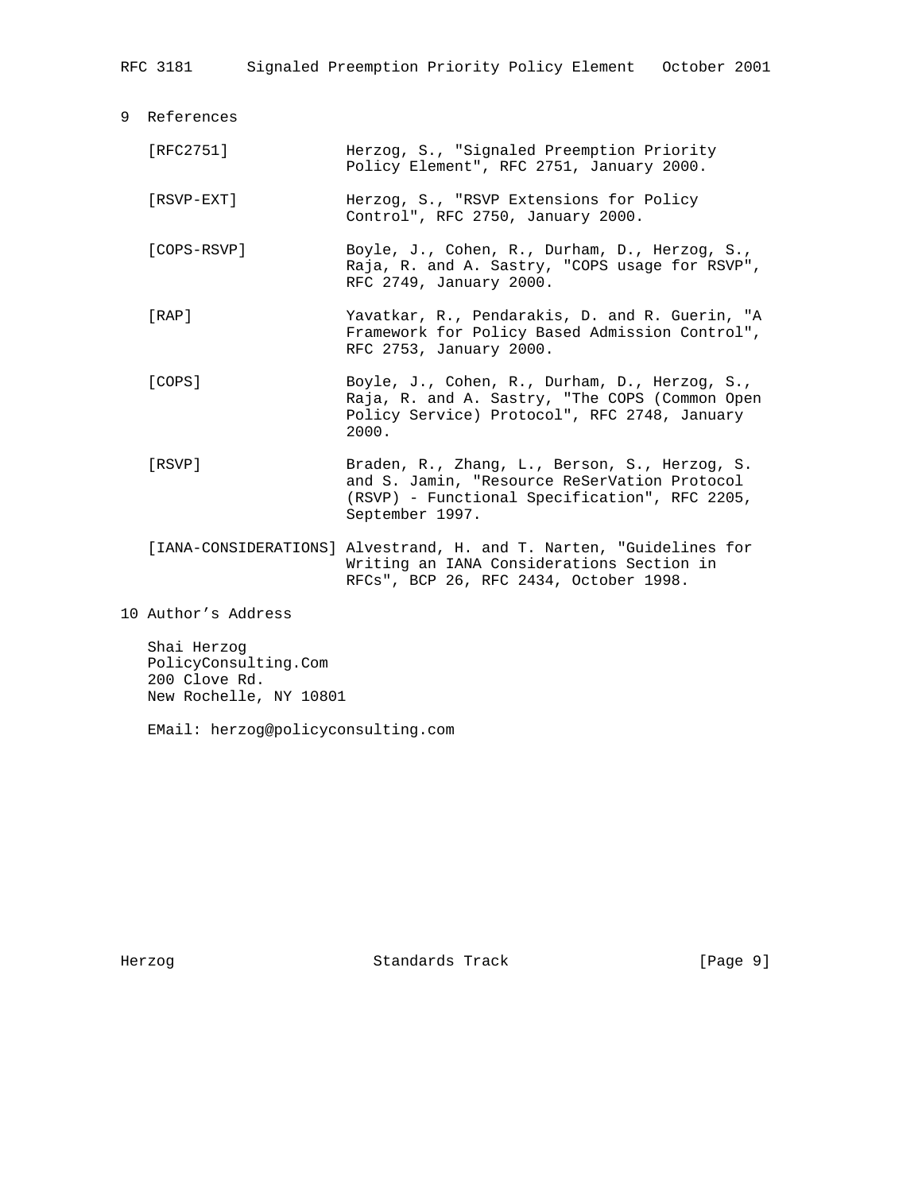## 9 References

[RFC2751] Herzog, S., "Signaled Preemption Priority Policy Element", RFC 2751, January 2000.

[RSVP-EXT] Herzog, S., "RSVP Extensions for Policy Control", RFC 2750, January 2000.

[COPS-RSVP] Boyle, J., Cohen, R., Durham, D., Herzog, S., Raja, R. and A. Sastry, "COPS usage for RSVP", RFC 2749, January 2000.

[RAP] Yavatkar, R., Pendarakis, D. and R. Guerin, "A Framework for Policy Based Admission Control", RFC 2753, January 2000.

[COPS] Boyle, J., Cohen, R., Durham, D., Herzog, S., Raja, R. and A. Sastry, "The COPS (Common Open Policy Service) Protocol", RFC 2748, January 2000.

[RSVP] Braden, R., Zhang, L., Berson, S., Herzog, S. and S. Jamin, "Resource ReSerVation Protocol (RSVP) - Functional Specification", RFC 2205, September 1997.

[IANA-CONSIDERATIONS] Alvestrand, H. and T. Narten, "Guidelines for Writing an IANA Considerations Section in RFCs", BCP 26, RFC 2434, October 1998.

## 10 Author's Address

Shai Herzog
PolicyConsulting.Com
200 Clove Rd.
New Rochelle, NY 10801

EMail: herzog@policyconsulting.com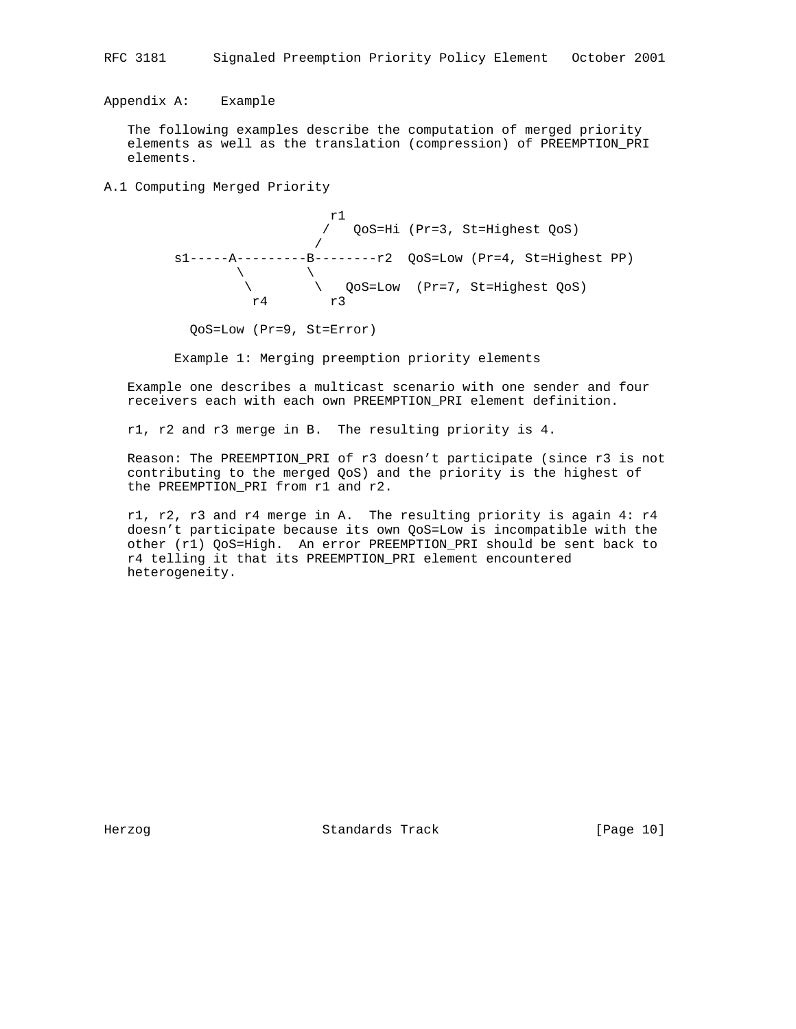## Appendix A: Example

The following examples describe the computation of merged priority elements as well as the translation (compression) of PREEMPTION_PRI elements.

### A.1 Computing Merged Priority

```
                       r1
                      /   QoS=Hi (Pr=3, St=Highest QoS)
                     /
     s1-----A---------B--------r2  QoS=Low (Pr=4, St=Highest PP)
             \         \
              \         \   QoS=Low  (Pr=7, St=Highest QoS)
               r4        r3

       QoS=Low (Pr=9, St=Error)
```

Example 1: Merging preemption priority elements

Example one describes a multicast scenario with one sender and four receivers each with each own PREEMPTION_PRI element definition.

r1, r2 and r3 merge in B. The resulting priority is 4.

Reason: The PREEMPTION_PRI of r3 doesn't participate (since r3 is not contributing to the merged QoS) and the priority is the highest of the PREEMPTION_PRI from r1 and r2.

r1, r2, r3 and r4 merge in A. The resulting priority is again 4: r4 doesn't participate because its own QoS=Low is incompatible with the other (r1) QoS=High. An error PREEMPTION_PRI should be sent back to r4 telling it that its PREEMPTION_PRI element encountered heterogeneity.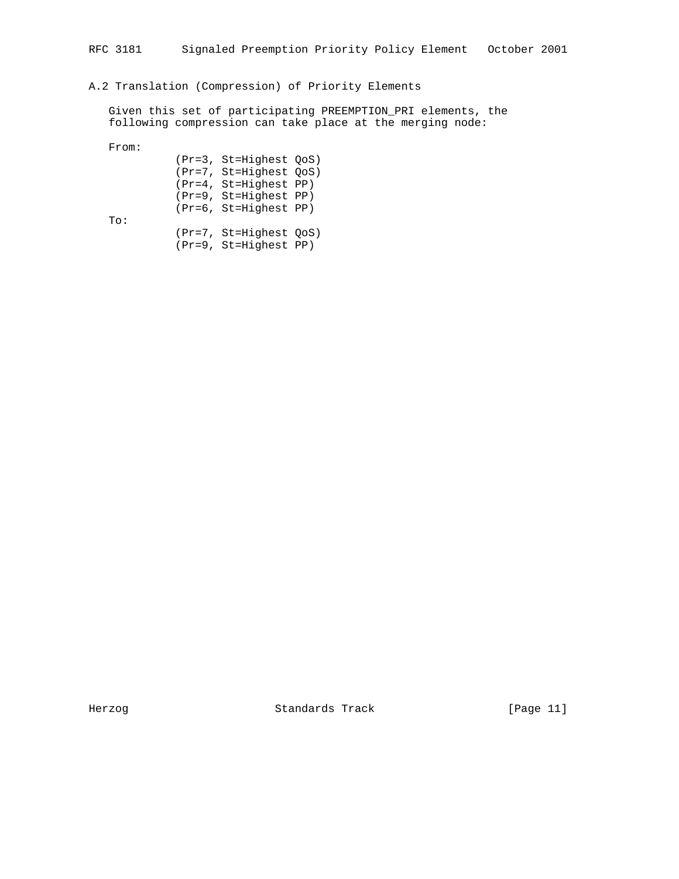### A.2 Translation (Compression) of Priority Elements

Given this set of participating PREEMPTION_PRI elements, the following compression can take place at the merging node:

```
From:
          (Pr=3, St=Highest QoS)
          (Pr=7, St=Highest QoS)
          (Pr=4, St=Highest PP)
          (Pr=9, St=Highest PP)
          (Pr=6, St=Highest PP)
To:
          (Pr=7, St=Highest QoS)
          (Pr=9, St=Highest PP)
```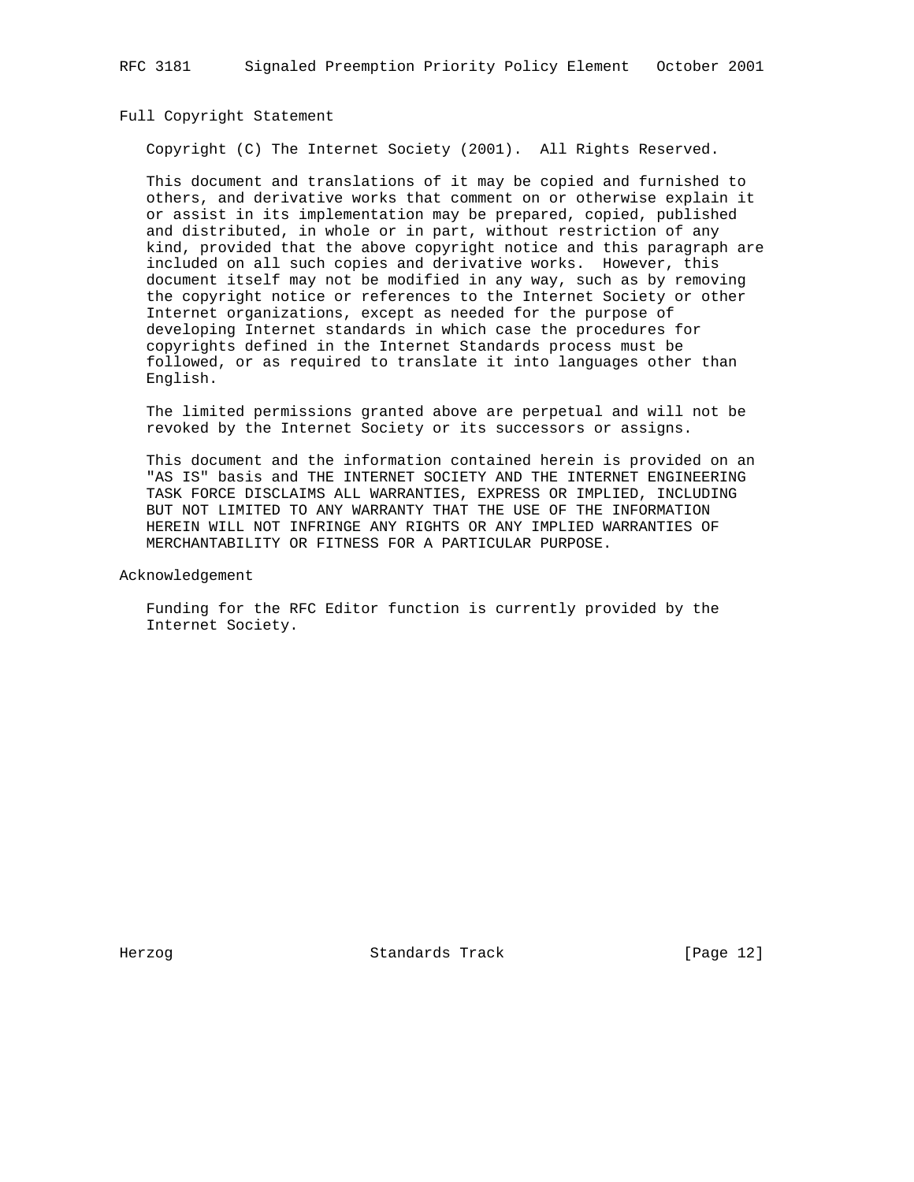## Full Copyright Statement

Copyright (C) The Internet Society (2001). All Rights Reserved.

This document and translations of it may be copied and furnished to others, and derivative works that comment on or otherwise explain it or assist in its implementation may be prepared, copied, published and distributed, in whole or in part, without restriction of any kind, provided that the above copyright notice and this paragraph are included on all such copies and derivative works. However, this document itself may not be modified in any way, such as by removing the copyright notice or references to the Internet Society or other Internet organizations, except as needed for the purpose of developing Internet standards in which case the procedures for copyrights defined in the Internet Standards process must be followed, or as required to translate it into languages other than English.

The limited permissions granted above are perpetual and will not be revoked by the Internet Society or its successors or assigns.

This document and the information contained herein is provided on an "AS IS" basis and THE INTERNET SOCIETY AND THE INTERNET ENGINEERING TASK FORCE DISCLAIMS ALL WARRANTIES, EXPRESS OR IMPLIED, INCLUDING BUT NOT LIMITED TO ANY WARRANTY THAT THE USE OF THE INFORMATION HEREIN WILL NOT INFRINGE ANY RIGHTS OR ANY IMPLIED WARRANTIES OF MERCHANTABILITY OR FITNESS FOR A PARTICULAR PURPOSE.

## Acknowledgement

Funding for the RFC Editor function is currently provided by the Internet Society.